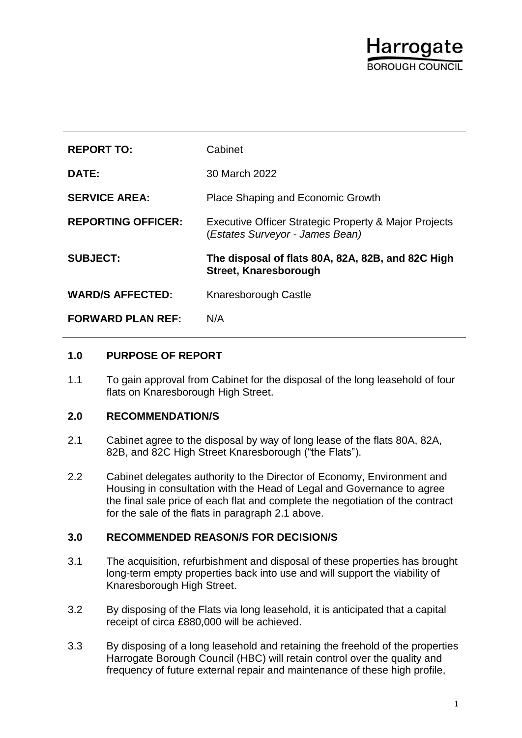Harrogate
BOROUGH COUNCIL

| | |
|---|---|
| **REPORT TO:** | Cabinet |
| **DATE:** | 30 March 2022 |
| **SERVICE AREA:** | Place Shaping and Economic Growth |
| **REPORTING OFFICER:** | Executive Officer Strategic Property & Major Projects (*Estates Surveyor - James Bean)* |
| **SUBJECT:** | **The disposal of flats 80A, 82A, 82B, and 82C High Street, Knaresborough** |
| **WARD/S AFFECTED:** | Knaresborough Castle |
| **FORWARD PLAN REF:** | N/A |

## 1.0 PURPOSE OF REPORT

1.1 To gain approval from Cabinet for the disposal of the long leasehold of four flats on Knaresborough High Street.

## 2.0 RECOMMENDATION/S

2.1 Cabinet agree to the disposal by way of long lease of the flats 80A, 82A, 82B, and 82C High Street Knaresborough ("the Flats").

2.2 Cabinet delegates authority to the Director of Economy, Environment and Housing in consultation with the Head of Legal and Governance to agree the final sale price of each flat and complete the negotiation of the contract for the sale of the flats in paragraph 2.1 above.

## 3.0 RECOMMENDED REASON/S FOR DECISION/S

3.1 The acquisition, refurbishment and disposal of these properties has brought long-term empty properties back into use and will support the viability of Knaresborough High Street.

3.2 By disposing of the Flats via long leasehold, it is anticipated that a capital receipt of circa £880,000 will be achieved.

3.3 By disposing of a long leasehold and retaining the freehold of the properties Harrogate Borough Council (HBC) will retain control over the quality and frequency of future external repair and maintenance of these high profile,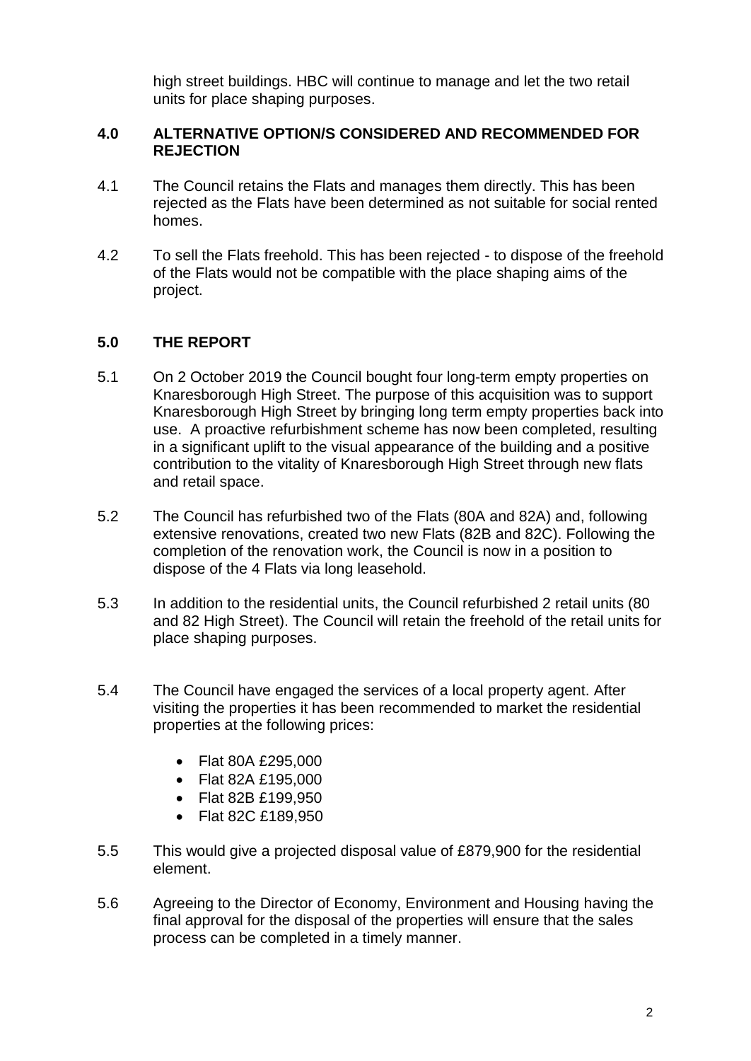high street buildings. HBC will continue to manage and let the two retail units for place shaping purposes.

## 4.0 ALTERNATIVE OPTION/S CONSIDERED AND RECOMMENDED FOR REJECTION

4.1 The Council retains the Flats and manages them directly. This has been rejected as the Flats have been determined as not suitable for social rented homes.

4.2 To sell the Flats freehold. This has been rejected - to dispose of the freehold of the Flats would not be compatible with the place shaping aims of the project.

## 5.0 THE REPORT

5.1 On 2 October 2019 the Council bought four long-term empty properties on Knaresborough High Street. The purpose of this acquisition was to support Knaresborough High Street by bringing long term empty properties back into use. A proactive refurbishment scheme has now been completed, resulting in a significant uplift to the visual appearance of the building and a positive contribution to the vitality of Knaresborough High Street through new flats and retail space.

5.2 The Council has refurbished two of the Flats (80A and 82A) and, following extensive renovations, created two new Flats (82B and 82C). Following the completion of the renovation work, the Council is now in a position to dispose of the 4 Flats via long leasehold.

5.3 In addition to the residential units, the Council refurbished 2 retail units (80 and 82 High Street). The Council will retain the freehold of the retail units for place shaping purposes.

5.4 The Council have engaged the services of a local property agent. After visiting the properties it has been recommended to market the residential properties at the following prices:

- Flat 80A £295,000
- Flat 82A £195,000
- Flat 82B £199,950
- Flat 82C £189,950

5.5 This would give a projected disposal value of £879,900 for the residential element.

5.6 Agreeing to the Director of Economy, Environment and Housing having the final approval for the disposal of the properties will ensure that the sales process can be completed in a timely manner.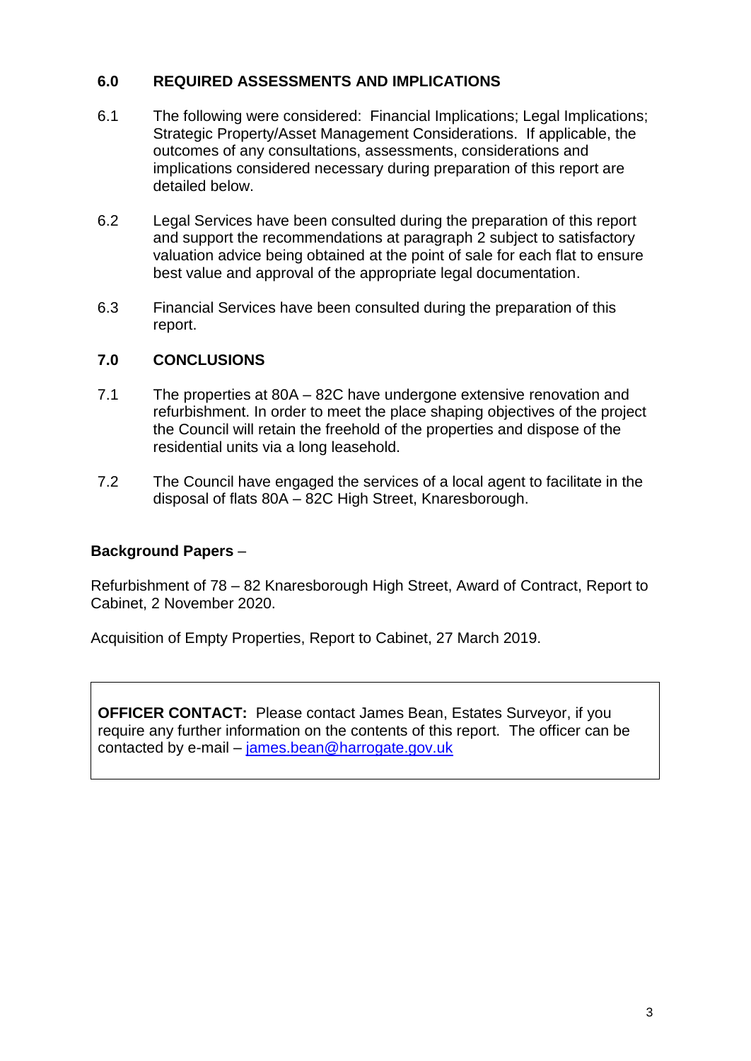## 6.0 REQUIRED ASSESSMENTS AND IMPLICATIONS

6.1 The following were considered: Financial Implications; Legal Implications; Strategic Property/Asset Management Considerations. If applicable, the outcomes of any consultations, assessments, considerations and implications considered necessary during preparation of this report are detailed below.

6.2 Legal Services have been consulted during the preparation of this report and support the recommendations at paragraph 2 subject to satisfactory valuation advice being obtained at the point of sale for each flat to ensure best value and approval of the appropriate legal documentation.

6.3 Financial Services have been consulted during the preparation of this report.

## 7.0 CONCLUSIONS

7.1 The properties at 80A – 82C have undergone extensive renovation and refurbishment. In order to meet the place shaping objectives of the project the Council will retain the freehold of the properties and dispose of the residential units via a long leasehold.

7.2 The Council have engaged the services of a local agent to facilitate in the disposal of flats 80A – 82C High Street, Knaresborough.

**Background Papers** –

Refurbishment of 78 – 82 Knaresborough High Street, Award of Contract, Report to Cabinet, 2 November 2020.

Acquisition of Empty Properties, Report to Cabinet, 27 March 2019.

**OFFICER CONTACT:** Please contact James Bean, Estates Surveyor, if you require any further information on the contents of this report. The officer can be contacted by e-mail – james.bean@harrogate.gov.uk